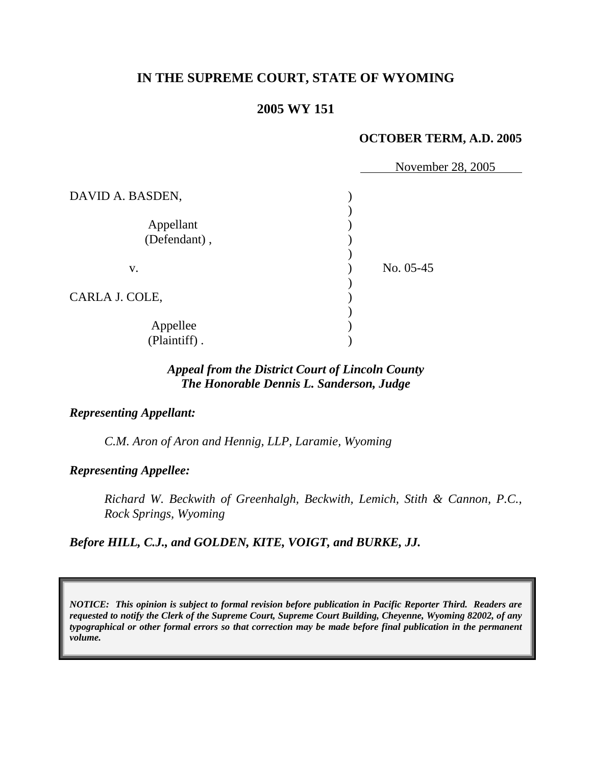# IN THE SUPREME COURT, STATE OF WYOMING

## 2005 WY 151

**OCTOBER TERM, A.D. 2005**

November 28, 2005

| | | |
|---|---|---|
| DAVID A. BASDEN, | ) | |
| | ) | |
| Appellant | ) | |
| (Defendant) , | ) | |
| | ) | |
| v. | ) | No. 05-45 |
| | ) | |
| CARLA J. COLE, | ) | |
| | ) | |
| Appellee | ) | |
| (Plaintiff) . | ) | |

***Appeal from the District Court of Lincoln County***
***The Honorable Dennis L. Sanderson, Judge***

***Representing Appellant:***

*C.M. Aron of Aron and Hennig, LLP, Laramie, Wyoming*

***Representing Appellee:***

*Richard W. Beckwith of Greenhalgh, Beckwith, Lemich, Stith & Cannon, P.C., Rock Springs, Wyoming*

***Before HILL, C.J., and GOLDEN, KITE, VOIGT, and BURKE, JJ.***

***NOTICE: This opinion is subject to formal revision before publication in Pacific Reporter Third. Readers are requested to notify the Clerk of the Supreme Court, Supreme Court Building, Cheyenne, Wyoming 82002, of any typographical or other formal errors so that correction may be made before final publication in the permanent volume.***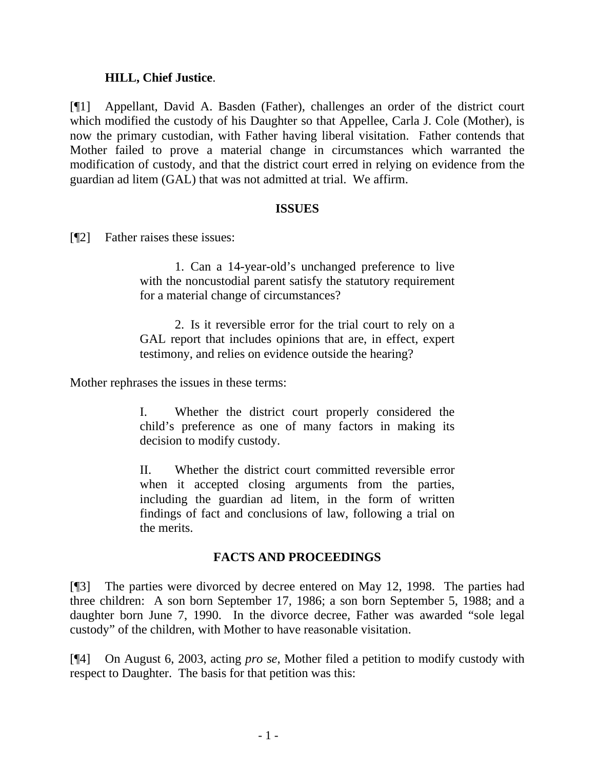**HILL, Chief Justice**.

[¶1] Appellant, David A. Basden (Father), challenges an order of the district court which modified the custody of his Daughter so that Appellee, Carla J. Cole (Mother), is now the primary custodian, with Father having liberal visitation. Father contends that Mother failed to prove a material change in circumstances which warranted the modification of custody, and that the district court erred in relying on evidence from the guardian ad litem (GAL) that was not admitted at trial. We affirm.

## ISSUES

[¶2] Father raises these issues:

> 1. Can a 14-year-old's unchanged preference to live with the noncustodial parent satisfy the statutory requirement for a material change of circumstances?
>
> 2. Is it reversible error for the trial court to rely on a GAL report that includes opinions that are, in effect, expert testimony, and relies on evidence outside the hearing?

Mother rephrases the issues in these terms:

> I. Whether the district court properly considered the child's preference as one of many factors in making its decision to modify custody.
>
> II. Whether the district court committed reversible error when it accepted closing arguments from the parties, including the guardian ad litem, in the form of written findings of fact and conclusions of law, following a trial on the merits.

## FACTS AND PROCEEDINGS

[¶3] The parties were divorced by decree entered on May 12, 1998. The parties had three children: A son born September 17, 1986; a son born September 5, 1988; and a daughter born June 7, 1990. In the divorce decree, Father was awarded "sole legal custody" of the children, with Mother to have reasonable visitation.

[¶4] On August 6, 2003, acting *pro se*, Mother filed a petition to modify custody with respect to Daughter. The basis for that petition was this: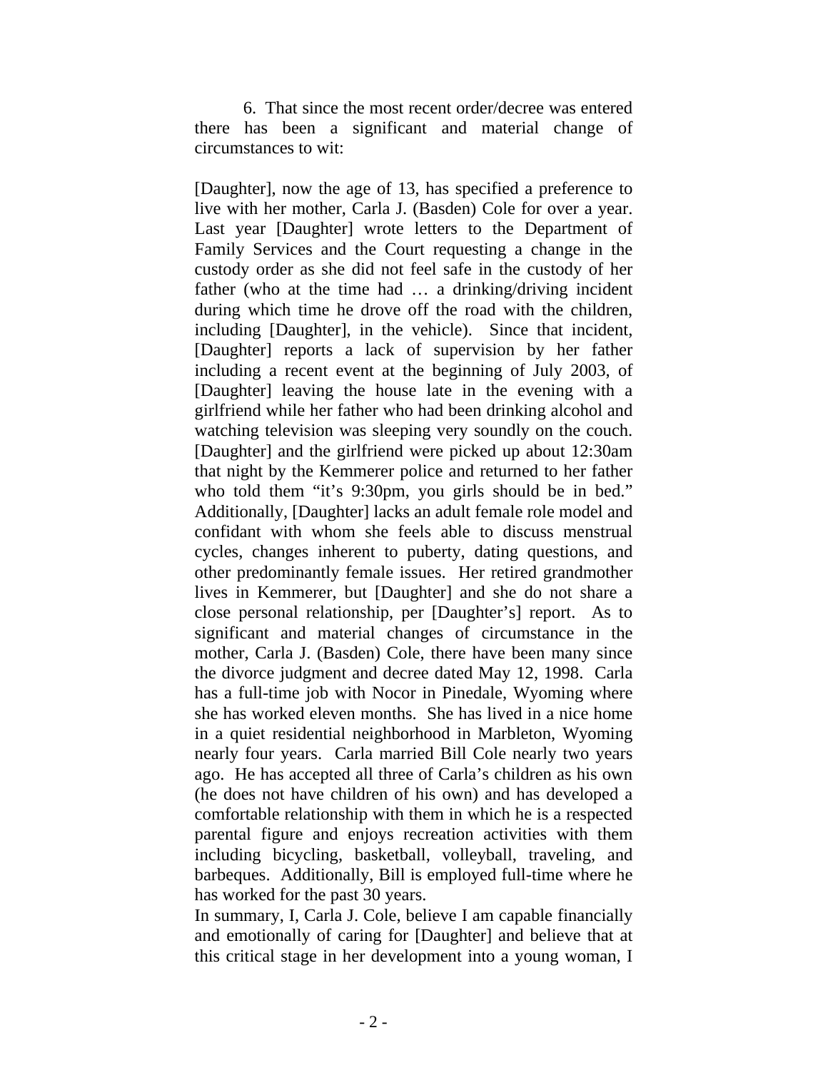6. That since the most recent order/decree was entered there has been a significant and material change of circumstances to wit:

[Daughter], now the age of 13, has specified a preference to live with her mother, Carla J. (Basden) Cole for over a year. Last year [Daughter] wrote letters to the Department of Family Services and the Court requesting a change in the custody order as she did not feel safe in the custody of her father (who at the time had … a drinking/driving incident during which time he drove off the road with the children, including [Daughter], in the vehicle). Since that incident, [Daughter] reports a lack of supervision by her father including a recent event at the beginning of July 2003, of [Daughter] leaving the house late in the evening with a girlfriend while her father who had been drinking alcohol and watching television was sleeping very soundly on the couch. [Daughter] and the girlfriend were picked up about 12:30am that night by the Kemmerer police and returned to her father who told them "it's 9:30pm, you girls should be in bed." Additionally, [Daughter] lacks an adult female role model and confidant with whom she feels able to discuss menstrual cycles, changes inherent to puberty, dating questions, and other predominantly female issues. Her retired grandmother lives in Kemmerer, but [Daughter] and she do not share a close personal relationship, per [Daughter's] report. As to significant and material changes of circumstance in the mother, Carla J. (Basden) Cole, there have been many since the divorce judgment and decree dated May 12, 1998. Carla has a full-time job with Nocor in Pinedale, Wyoming where she has worked eleven months. She has lived in a nice home in a quiet residential neighborhood in Marbleton, Wyoming nearly four years. Carla married Bill Cole nearly two years ago. He has accepted all three of Carla's children as his own (he does not have children of his own) and has developed a comfortable relationship with them in which he is a respected parental figure and enjoys recreation activities with them including bicycling, basketball, volleyball, traveling, and barbeques. Additionally, Bill is employed full-time where he has worked for the past 30 years.

In summary, I, Carla J. Cole, believe I am capable financially and emotionally of caring for [Daughter] and believe that at this critical stage in her development into a young woman, I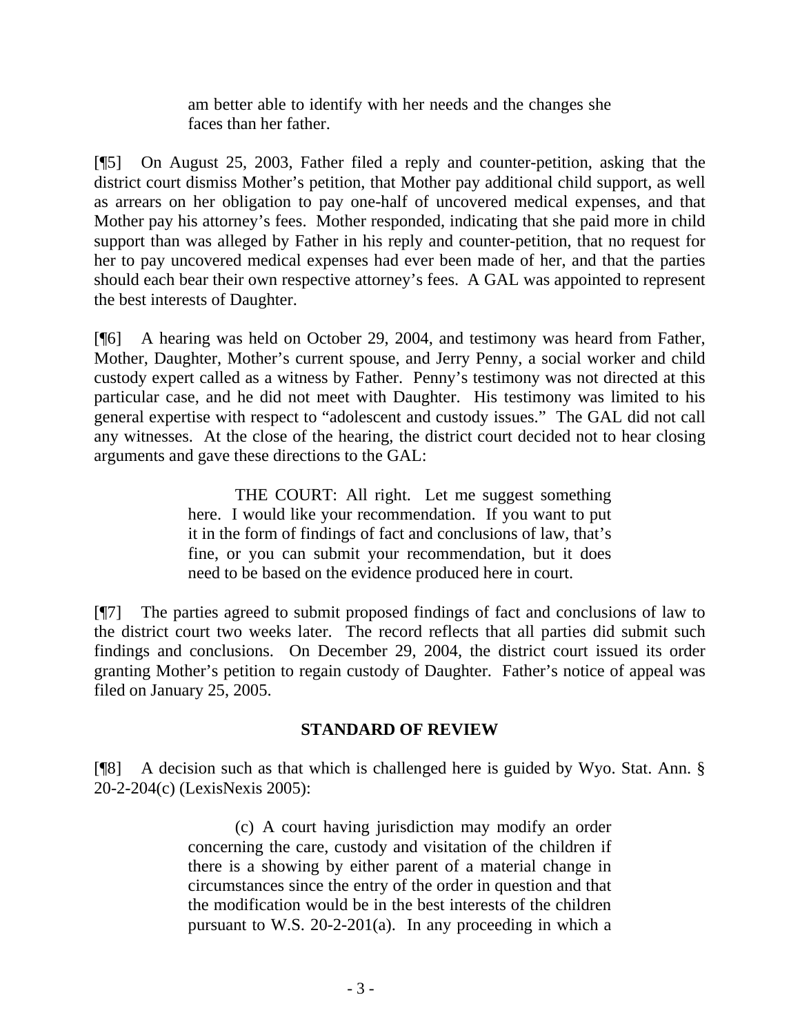> am better able to identify with her needs and the changes she faces than her father.

[¶5] On August 25, 2003, Father filed a reply and counter-petition, asking that the district court dismiss Mother's petition, that Mother pay additional child support, as well as arrears on her obligation to pay one-half of uncovered medical expenses, and that Mother pay his attorney's fees. Mother responded, indicating that she paid more in child support than was alleged by Father in his reply and counter-petition, that no request for her to pay uncovered medical expenses had ever been made of her, and that the parties should each bear their own respective attorney's fees. A GAL was appointed to represent the best interests of Daughter.

[¶6] A hearing was held on October 29, 2004, and testimony was heard from Father, Mother, Daughter, Mother's current spouse, and Jerry Penny, a social worker and child custody expert called as a witness by Father. Penny's testimony was not directed at this particular case, and he did not meet with Daughter. His testimony was limited to his general expertise with respect to "adolescent and custody issues." The GAL did not call any witnesses. At the close of the hearing, the district court decided not to hear closing arguments and gave these directions to the GAL:

> THE COURT: All right. Let me suggest something here. I would like your recommendation. If you want to put it in the form of findings of fact and conclusions of law, that's fine, or you can submit your recommendation, but it does need to be based on the evidence produced here in court.

[¶7] The parties agreed to submit proposed findings of fact and conclusions of law to the district court two weeks later. The record reflects that all parties did submit such findings and conclusions. On December 29, 2004, the district court issued its order granting Mother's petition to regain custody of Daughter. Father's notice of appeal was filed on January 25, 2005.

## STANDARD OF REVIEW

[¶8] A decision such as that which is challenged here is guided by Wyo. Stat. Ann. § 20-2-204(c) (LexisNexis 2005):

> (c) A court having jurisdiction may modify an order concerning the care, custody and visitation of the children if there is a showing by either parent of a material change in circumstances since the entry of the order in question and that the modification would be in the best interests of the children pursuant to W.S. 20-2-201(a). In any proceeding in which a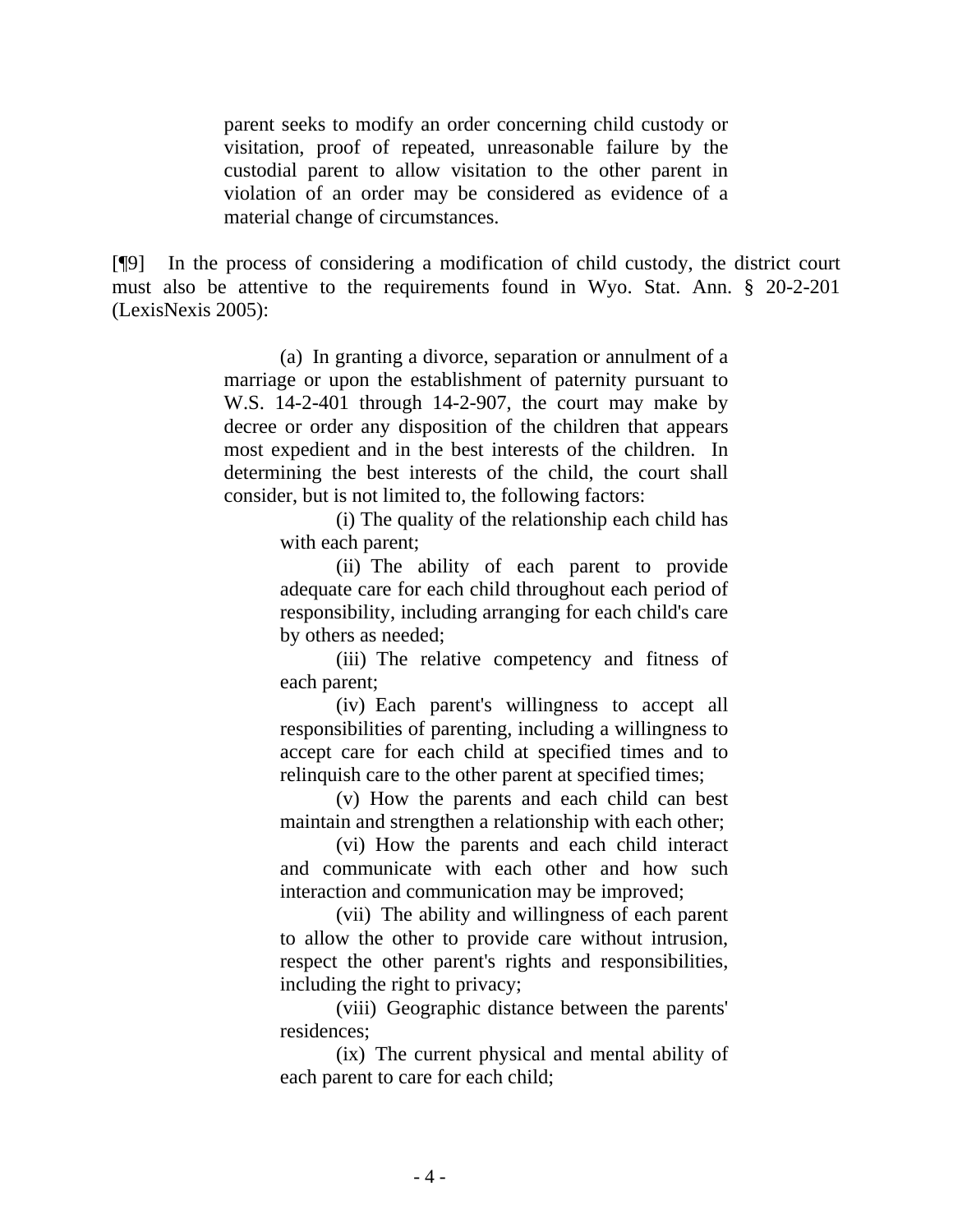> parent seeks to modify an order concerning child custody or visitation, proof of repeated, unreasonable failure by the custodial parent to allow visitation to the other parent in violation of an order may be considered as evidence of a material change of circumstances.

[¶9] In the process of considering a modification of child custody, the district court must also be attentive to the requirements found in Wyo. Stat. Ann. § 20-2-201 (LexisNexis 2005):

> (a) In granting a divorce, separation or annulment of a marriage or upon the establishment of paternity pursuant to W.S. 14-2-401 through 14-2-907, the court may make by decree or order any disposition of the children that appears most expedient and in the best interests of the children. In determining the best interests of the child, the court shall consider, but is not limited to, the following factors:
>
> (i) The quality of the relationship each child has with each parent;
>
> (ii) The ability of each parent to provide adequate care for each child throughout each period of responsibility, including arranging for each child's care by others as needed;
>
> (iii) The relative competency and fitness of each parent;
>
> (iv) Each parent's willingness to accept all responsibilities of parenting, including a willingness to accept care for each child at specified times and to relinquish care to the other parent at specified times;
>
> (v) How the parents and each child can best maintain and strengthen a relationship with each other;
>
> (vi) How the parents and each child interact and communicate with each other and how such interaction and communication may be improved;
>
> (vii) The ability and willingness of each parent to allow the other to provide care without intrusion, respect the other parent's rights and responsibilities, including the right to privacy;
>
> (viii) Geographic distance between the parents' residences;
>
> (ix) The current physical and mental ability of each parent to care for each child;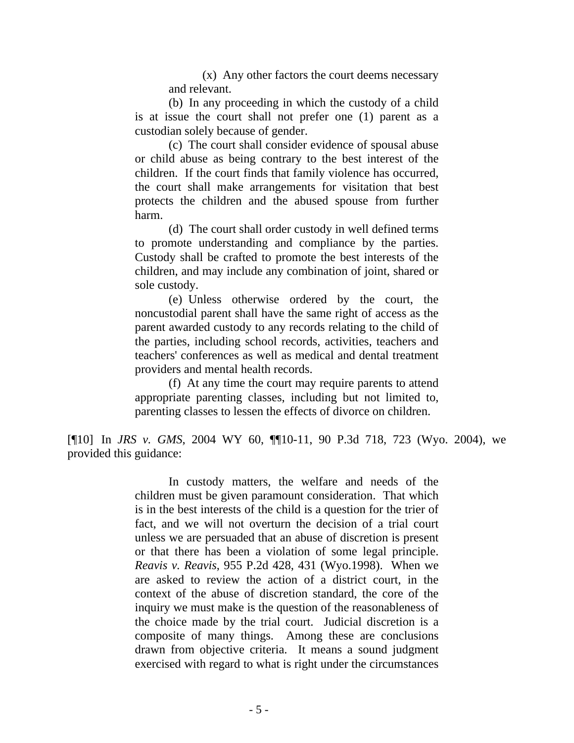> (x) Any other factors the court deems necessary and relevant.
>
> (b) In any proceeding in which the custody of a child is at issue the court shall not prefer one (1) parent as a custodian solely because of gender.
>
> (c) The court shall consider evidence of spousal abuse or child abuse as being contrary to the best interest of the children. If the court finds that family violence has occurred, the court shall make arrangements for visitation that best protects the children and the abused spouse from further harm.
>
> (d) The court shall order custody in well defined terms to promote understanding and compliance by the parties. Custody shall be crafted to promote the best interests of the children, and may include any combination of joint, shared or sole custody.
>
> (e) Unless otherwise ordered by the court, the noncustodial parent shall have the same right of access as the parent awarded custody to any records relating to the child of the parties, including school records, activities, teachers and teachers' conferences as well as medical and dental treatment providers and mental health records.
>
> (f) At any time the court may require parents to attend appropriate parenting classes, including but not limited to, parenting classes to lessen the effects of divorce on children.

[¶10] In *JRS v. GMS*, 2004 WY 60, ¶¶10-11, 90 P.3d 718, 723 (Wyo. 2004), we provided this guidance:

> In custody matters, the welfare and needs of the children must be given paramount consideration. That which is in the best interests of the child is a question for the trier of fact, and we will not overturn the decision of a trial court unless we are persuaded that an abuse of discretion is present or that there has been a violation of some legal principle. *Reavis v. Reavis*, 955 P.2d 428, 431 (Wyo.1998). When we are asked to review the action of a district court, in the context of the abuse of discretion standard, the core of the inquiry we must make is the question of the reasonableness of the choice made by the trial court. Judicial discretion is a composite of many things. Among these are conclusions drawn from objective criteria. It means a sound judgment exercised with regard to what is right under the circumstances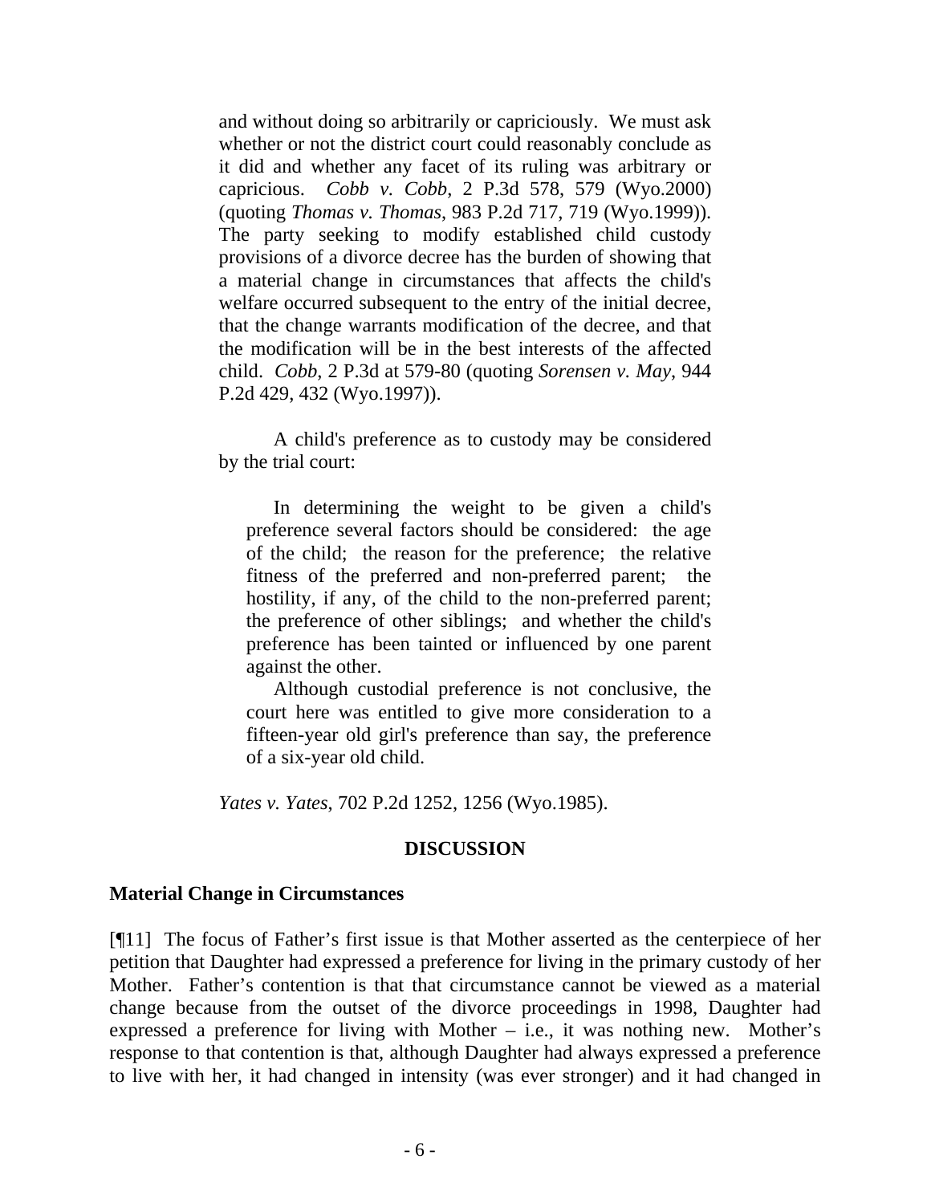> and without doing so arbitrarily or capriciously. We must ask whether or not the district court could reasonably conclude as it did and whether any facet of its ruling was arbitrary or capricious. *Cobb v. Cobb*, 2 P.3d 578, 579 (Wyo.2000) (quoting *Thomas v. Thomas*, 983 P.2d 717, 719 (Wyo.1999)). The party seeking to modify established child custody provisions of a divorce decree has the burden of showing that a material change in circumstances that affects the child's welfare occurred subsequent to the entry of the initial decree, that the change warrants modification of the decree, and that the modification will be in the best interests of the affected child. *Cobb*, 2 P.3d at 579-80 (quoting *Sorensen v. May*, 944 P.2d 429, 432 (Wyo.1997)).
>
> A child's preference as to custody may be considered by the trial court:
>
> > In determining the weight to be given a child's preference several factors should be considered: the age of the child; the reason for the preference; the relative fitness of the preferred and non-preferred parent; the hostility, if any, of the child to the non-preferred parent; the preference of other siblings; and whether the child's preference has been tainted or influenced by one parent against the other.
> >
> > Although custodial preference is not conclusive, the court here was entitled to give more consideration to a fifteen-year old girl's preference than say, the preference of a six-year old child.
>
> *Yates v. Yates*, 702 P.2d 1252, 1256 (Wyo.1985).

## DISCUSSION

### Material Change in Circumstances

[¶11] The focus of Father's first issue is that Mother asserted as the centerpiece of her petition that Daughter had expressed a preference for living in the primary custody of her Mother. Father's contention is that that circumstance cannot be viewed as a material change because from the outset of the divorce proceedings in 1998, Daughter had expressed a preference for living with Mother – i.e., it was nothing new. Mother's response to that contention is that, although Daughter had always expressed a preference to live with her, it had changed in intensity (was ever stronger) and it had changed in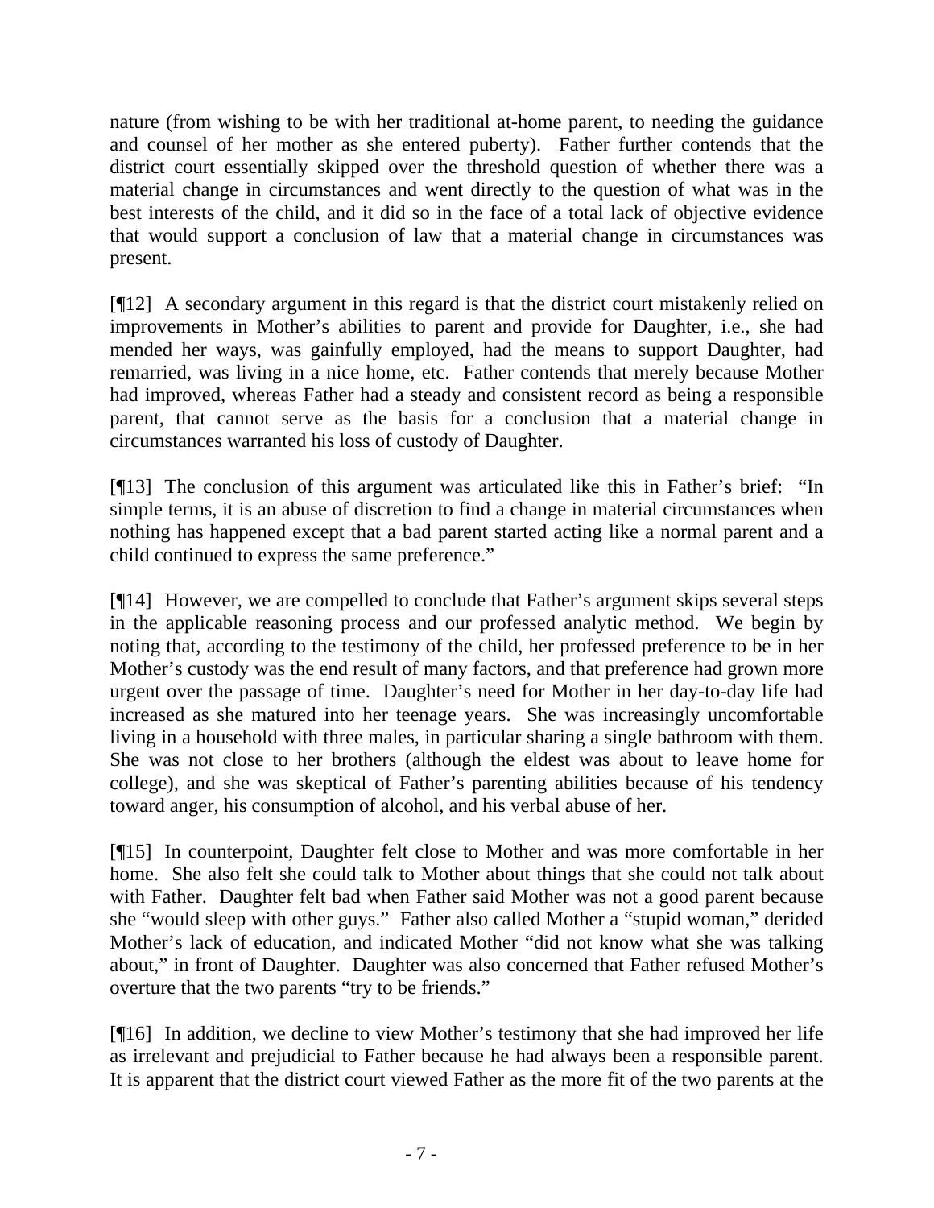nature (from wishing to be with her traditional at-home parent, to needing the guidance and counsel of her mother as she entered puberty). Father further contends that the district court essentially skipped over the threshold question of whether there was a material change in circumstances and went directly to the question of what was in the best interests of the child, and it did so in the face of a total lack of objective evidence that would support a conclusion of law that a material change in circumstances was present.

[¶12] A secondary argument in this regard is that the district court mistakenly relied on improvements in Mother's abilities to parent and provide for Daughter, i.e., she had mended her ways, was gainfully employed, had the means to support Daughter, had remarried, was living in a nice home, etc. Father contends that merely because Mother had improved, whereas Father had a steady and consistent record as being a responsible parent, that cannot serve as the basis for a conclusion that a material change in circumstances warranted his loss of custody of Daughter.

[¶13] The conclusion of this argument was articulated like this in Father's brief: "In simple terms, it is an abuse of discretion to find a change in material circumstances when nothing has happened except that a bad parent started acting like a normal parent and a child continued to express the same preference."

[¶14] However, we are compelled to conclude that Father's argument skips several steps in the applicable reasoning process and our professed analytic method. We begin by noting that, according to the testimony of the child, her professed preference to be in her Mother's custody was the end result of many factors, and that preference had grown more urgent over the passage of time. Daughter's need for Mother in her day-to-day life had increased as she matured into her teenage years. She was increasingly uncomfortable living in a household with three males, in particular sharing a single bathroom with them. She was not close to her brothers (although the eldest was about to leave home for college), and she was skeptical of Father's parenting abilities because of his tendency toward anger, his consumption of alcohol, and his verbal abuse of her.

[¶15] In counterpoint, Daughter felt close to Mother and was more comfortable in her home. She also felt she could talk to Mother about things that she could not talk about with Father. Daughter felt bad when Father said Mother was not a good parent because she "would sleep with other guys." Father also called Mother a "stupid woman," derided Mother's lack of education, and indicated Mother "did not know what she was talking about," in front of Daughter. Daughter was also concerned that Father refused Mother's overture that the two parents "try to be friends."

[¶16] In addition, we decline to view Mother's testimony that she had improved her life as irrelevant and prejudicial to Father because he had always been a responsible parent. It is apparent that the district court viewed Father as the more fit of the two parents at the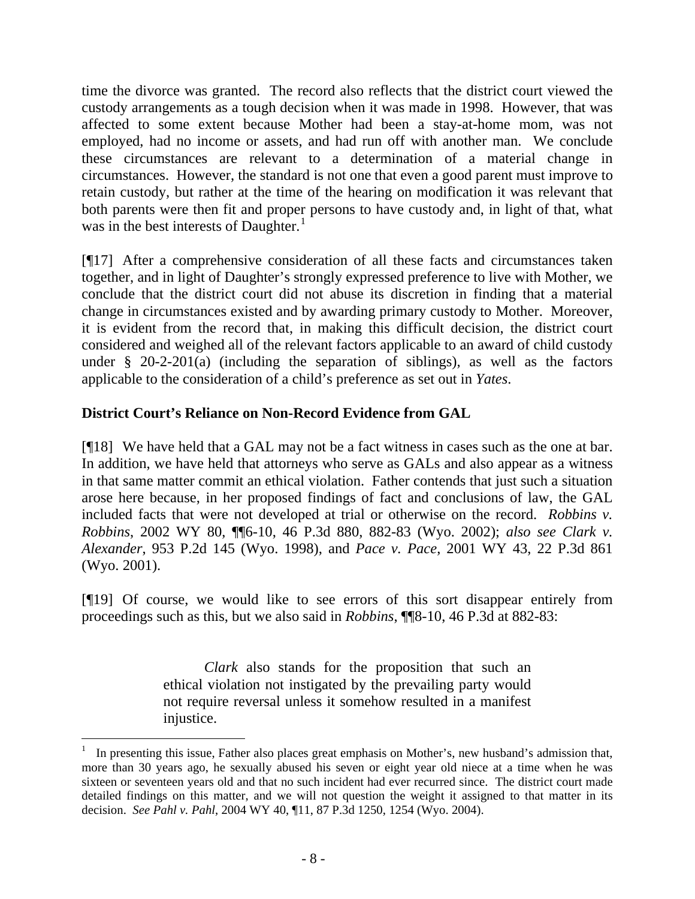time the divorce was granted. The record also reflects that the district court viewed the custody arrangements as a tough decision when it was made in 1998. However, that was affected to some extent because Mother had been a stay-at-home mom, was not employed, had no income or assets, and had run off with another man. We conclude these circumstances are relevant to a determination of a material change in circumstances. However, the standard is not one that even a good parent must improve to retain custody, but rather at the time of the hearing on modification it was relevant that both parents were then fit and proper persons to have custody and, in light of that, what was in the best interests of Daughter.[1]

[¶17] After a comprehensive consideration of all these facts and circumstances taken together, and in light of Daughter's strongly expressed preference to live with Mother, we conclude that the district court did not abuse its discretion in finding that a material change in circumstances existed and by awarding primary custody to Mother. Moreover, it is evident from the record that, in making this difficult decision, the district court considered and weighed all of the relevant factors applicable to an award of child custody under § 20-2-201(a) (including the separation of siblings), as well as the factors applicable to the consideration of a child's preference as set out in *Yates*.

**District Court's Reliance on Non-Record Evidence from GAL**

[¶18] We have held that a GAL may not be a fact witness in cases such as the one at bar. In addition, we have held that attorneys who serve as GALs and also appear as a witness in that same matter commit an ethical violation. Father contends that just such a situation arose here because, in her proposed findings of fact and conclusions of law, the GAL included facts that were not developed at trial or otherwise on the record. *Robbins v. Robbins*, 2002 WY 80, ¶¶6-10, 46 P.3d 880, 882-83 (Wyo. 2002); *also see Clark v. Alexander*, 953 P.2d 145 (Wyo. 1998), and *Pace v. Pace*, 2001 WY 43, 22 P.3d 861 (Wyo. 2001).

[¶19] Of course, we would like to see errors of this sort disappear entirely from proceedings such as this, but we also said in *Robbins*, ¶¶8-10, 46 P.3d at 882-83:

> *Clark* also stands for the proposition that such an ethical violation not instigated by the prevailing party would not require reversal unless it somehow resulted in a manifest injustice.

---

[1] In presenting this issue, Father also places great emphasis on Mother's, new husband's admission that, more than 30 years ago, he sexually abused his seven or eight year old niece at a time when he was sixteen or seventeen years old and that no such incident had ever recurred since. The district court made detailed findings on this matter, and we will not question the weight it assigned to that matter in its decision. *See Pahl v. Pahl*, 2004 WY 40, ¶11, 87 P.3d 1250, 1254 (Wyo. 2004).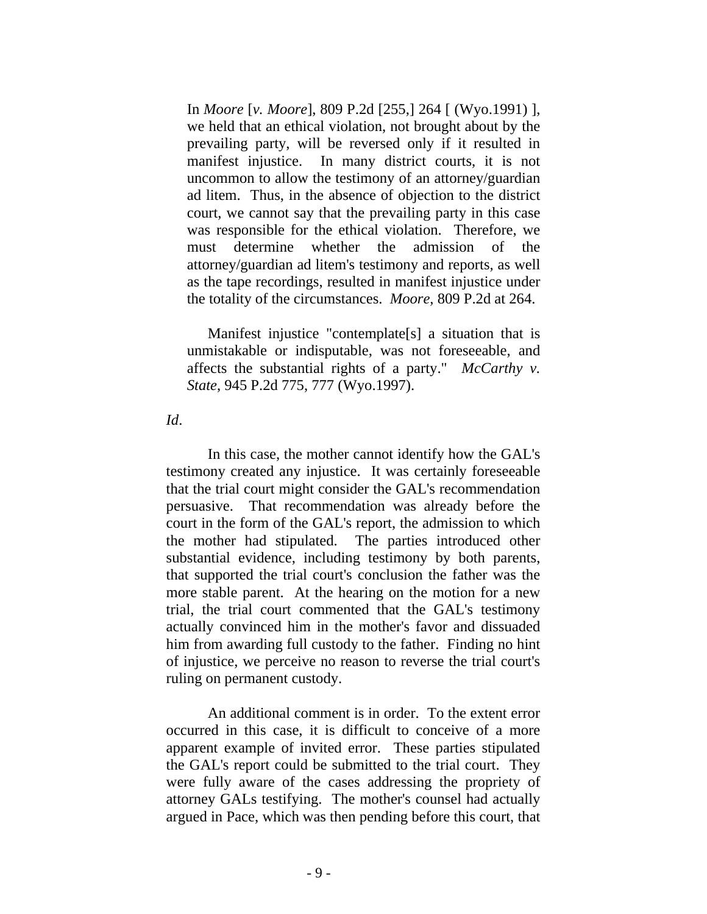> In *Moore* [*v. Moore*], 809 P.2d [255,] 264 [ (Wyo.1991) ], we held that an ethical violation, not brought about by the prevailing party, will be reversed only if it resulted in manifest injustice. In many district courts, it is not uncommon to allow the testimony of an attorney/guardian ad litem. Thus, in the absence of objection to the district court, we cannot say that the prevailing party in this case was responsible for the ethical violation. Therefore, we must determine whether the admission of the attorney/guardian ad litem's testimony and reports, as well as the tape recordings, resulted in manifest injustice under the totality of the circumstances. *Moore*, 809 P.2d at 264.
>
> Manifest injustice "contemplate[s] a situation that is unmistakable or indisputable, was not foreseeable, and affects the substantial rights of a party." *McCarthy v. State*, 945 P.2d 775, 777 (Wyo.1997).

*Id*.

In this case, the mother cannot identify how the GAL's testimony created any injustice. It was certainly foreseeable that the trial court might consider the GAL's recommendation persuasive. That recommendation was already before the court in the form of the GAL's report, the admission to which the mother had stipulated. The parties introduced other substantial evidence, including testimony by both parents, that supported the trial court's conclusion the father was the more stable parent. At the hearing on the motion for a new trial, the trial court commented that the GAL's testimony actually convinced him in the mother's favor and dissuaded him from awarding full custody to the father. Finding no hint of injustice, we perceive no reason to reverse the trial court's ruling on permanent custody.

An additional comment is in order. To the extent error occurred in this case, it is difficult to conceive of a more apparent example of invited error. These parties stipulated the GAL's report could be submitted to the trial court. They were fully aware of the cases addressing the propriety of attorney GALs testifying. The mother's counsel had actually argued in Pace, which was then pending before this court, that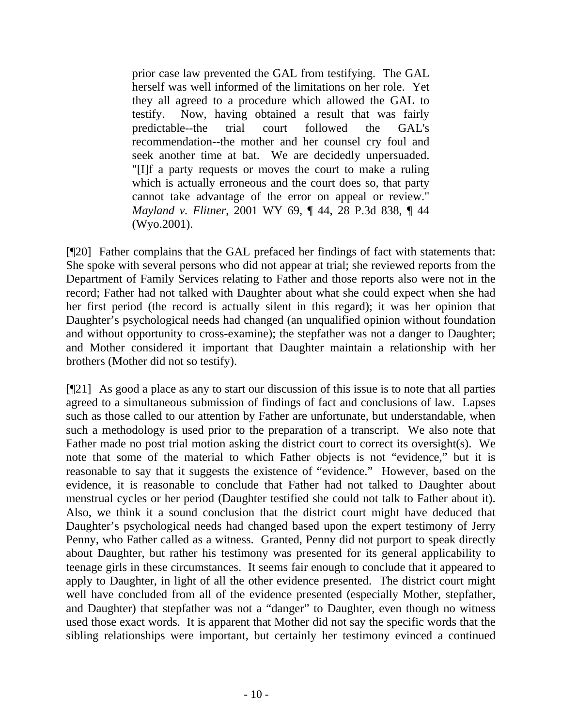> prior case law prevented the GAL from testifying. The GAL herself was well informed of the limitations on her role. Yet they all agreed to a procedure which allowed the GAL to testify. Now, having obtained a result that was fairly predictable--the trial court followed the GAL's recommendation--the mother and her counsel cry foul and seek another time at bat. We are decidedly unpersuaded. "[I]f a party requests or moves the court to make a ruling which is actually erroneous and the court does so, that party cannot take advantage of the error on appeal or review." *Mayland v. Flitner*, 2001 WY 69, ¶ 44, 28 P.3d 838, ¶ 44 (Wyo.2001).

[¶20] Father complains that the GAL prefaced her findings of fact with statements that: She spoke with several persons who did not appear at trial; she reviewed reports from the Department of Family Services relating to Father and those reports also were not in the record; Father had not talked with Daughter about what she could expect when she had her first period (the record is actually silent in this regard); it was her opinion that Daughter's psychological needs had changed (an unqualified opinion without foundation and without opportunity to cross-examine); the stepfather was not a danger to Daughter; and Mother considered it important that Daughter maintain a relationship with her brothers (Mother did not so testify).

[¶21] As good a place as any to start our discussion of this issue is to note that all parties agreed to a simultaneous submission of findings of fact and conclusions of law. Lapses such as those called to our attention by Father are unfortunate, but understandable, when such a methodology is used prior to the preparation of a transcript. We also note that Father made no post trial motion asking the district court to correct its oversight(s). We note that some of the material to which Father objects is not "evidence," but it is reasonable to say that it suggests the existence of "evidence." However, based on the evidence, it is reasonable to conclude that Father had not talked to Daughter about menstrual cycles or her period (Daughter testified she could not talk to Father about it). Also, we think it a sound conclusion that the district court might have deduced that Daughter's psychological needs had changed based upon the expert testimony of Jerry Penny, who Father called as a witness. Granted, Penny did not purport to speak directly about Daughter, but rather his testimony was presented for its general applicability to teenage girls in these circumstances. It seems fair enough to conclude that it appeared to apply to Daughter, in light of all the other evidence presented. The district court might well have concluded from all of the evidence presented (especially Mother, stepfather, and Daughter) that stepfather was not a "danger" to Daughter, even though no witness used those exact words. It is apparent that Mother did not say the specific words that the sibling relationships were important, but certainly her testimony evinced a continued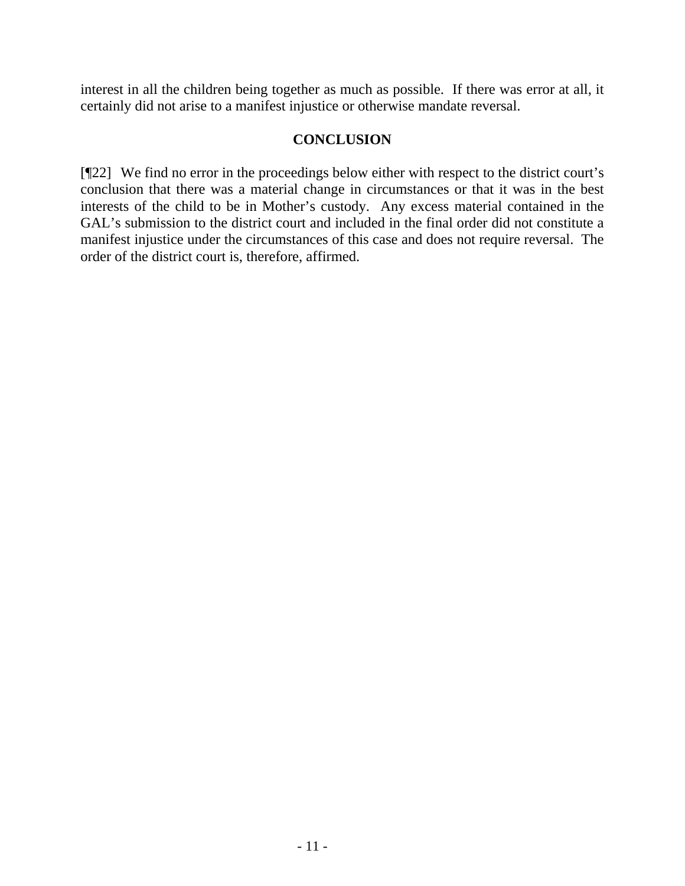interest in all the children being together as much as possible. If there was error at all, it certainly did not arise to a manifest injustice or otherwise mandate reversal.

## CONCLUSION

[¶22] We find no error in the proceedings below either with respect to the district court's conclusion that there was a material change in circumstances or that it was in the best interests of the child to be in Mother's custody. Any excess material contained in the GAL's submission to the district court and included in the final order did not constitute a manifest injustice under the circumstances of this case and does not require reversal. The order of the district court is, therefore, affirmed.